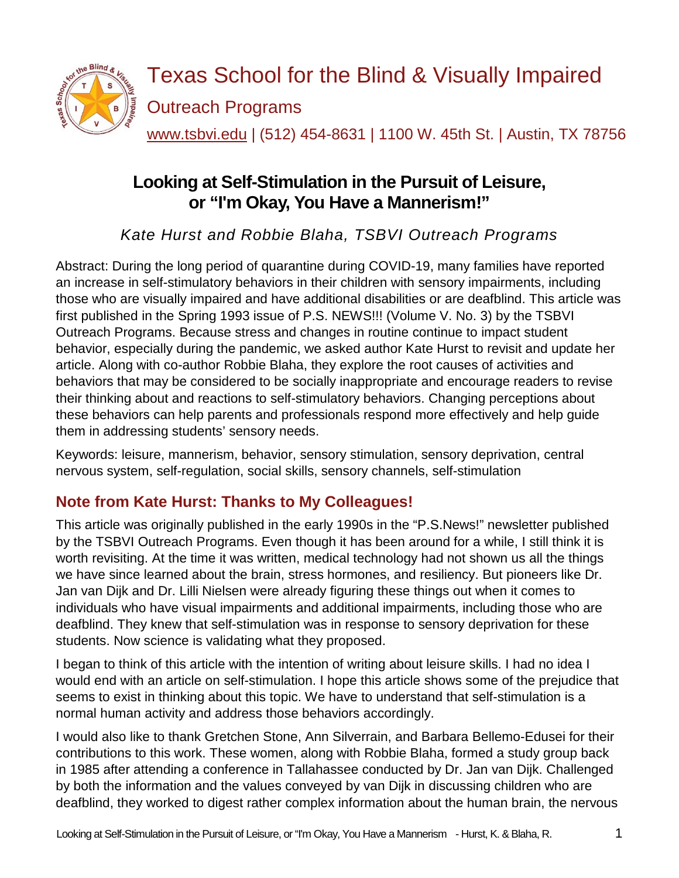# Texas School for the Blind & Visually Impaired

## Outreach Programs

www.tsbvi.edu | (512) 454-8631 | 1100 W. 45th St. | Austin, TX 78756

# Looking at Self-Stimulation in the Pursuit of Leisure, or "I'm Okay, You Have a Mannerism!"

*Kate Hurst and Robbie Blaha, TSBVI Outreach Programs*

Abstract: During the long period of quarantine during COVID-19, many families have reported an increase in self-stimulatory behaviors in their children with sensory impairments, including those who are visually impaired and have additional disabilities or are deafblind. This article was first published in the Spring 1993 issue of P.S. NEWS!!! (Volume V. No. 3) by the TSBVI Outreach Programs. Because stress and changes in routine continue to impact student behavior, especially during the pandemic, we asked author Kate Hurst to revisit and update her article. Along with co-author Robbie Blaha, they explore the root causes of activities and behaviors that may be considered to be socially inappropriate and encourage readers to revise their thinking about and reactions to self-stimulatory behaviors. Changing perceptions about these behaviors can help parents and professionals respond more effectively and help guide them in addressing students' sensory needs.

Keywords: leisure, mannerism, behavior, sensory stimulation, sensory deprivation, central nervous system, self-regulation, social skills, sensory channels, self-stimulation

## Note from Kate Hurst: Thanks to My Colleagues!

This article was originally published in the early 1990s in the "P.S.News!" newsletter published by the TSBVI Outreach Programs. Even though it has been around for a while, I still think it is worth revisiting. At the time it was written, medical technology had not shown us all the things we have since learned about the brain, stress hormones, and resiliency. But pioneers like Dr. Jan van Dijk and Dr. Lilli Nielsen were already figuring these things out when it comes to individuals who have visual impairments and additional impairments, including those who are deafblind. They knew that self-stimulation was in response to sensory deprivation for these students. Now science is validating what they proposed.

I began to think of this article with the intention of writing about leisure skills. I had no idea I would end with an article on self-stimulation. I hope this article shows some of the prejudice that seems to exist in thinking about this topic. We have to understand that self-stimulation is a normal human activity and address those behaviors accordingly.

I would also like to thank Gretchen Stone, Ann Silverrain, and Barbara Bellemo-Edusei for their contributions to this work. These women, along with Robbie Blaha, formed a study group back in 1985 after attending a conference in Tallahassee conducted by Dr. Jan van Dijk. Challenged by both the information and the values conveyed by van Dijk in discussing children who are deafblind, they worked to digest rather complex information about the human brain, the nervous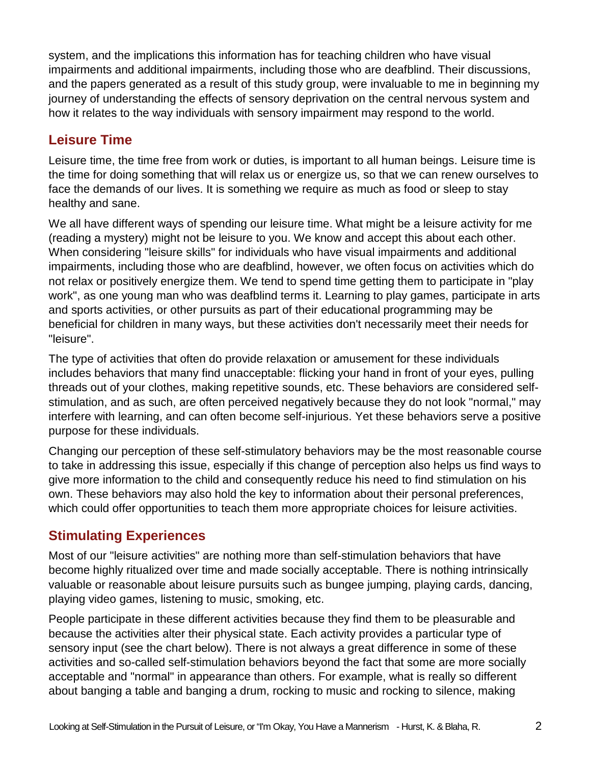system, and the implications this information has for teaching children who have visual impairments and additional impairments, including those who are deafblind. Their discussions, and the papers generated as a result of this study group, were invaluable to me in beginning my journey of understanding the effects of sensory deprivation on the central nervous system and how it relates to the way individuals with sensory impairment may respond to the world.

## Leisure Time

Leisure time, the time free from work or duties, is important to all human beings. Leisure time is the time for doing something that will relax us or energize us, so that we can renew ourselves to face the demands of our lives. It is something we require as much as food or sleep to stay healthy and sane.

We all have different ways of spending our leisure time. What might be a leisure activity for me (reading a mystery) might not be leisure to you. We know and accept this about each other. When considering "leisure skills" for individuals who have visual impairments and additional impairments, including those who are deafblind, however, we often focus on activities which do not relax or positively energize them. We tend to spend time getting them to participate in "play work", as one young man who was deafblind terms it. Learning to play games, participate in arts and sports activities, or other pursuits as part of their educational programming may be beneficial for children in many ways, but these activities don't necessarily meet their needs for "leisure".

The type of activities that often do provide relaxation or amusement for these individuals includes behaviors that many find unacceptable: flicking your hand in front of your eyes, pulling threads out of your clothes, making repetitive sounds, etc. These behaviors are considered self-stimulation, and as such, are often perceived negatively because they do not look "normal," may interfere with learning, and can often become self-injurious. Yet these behaviors serve a positive purpose for these individuals.

Changing our perception of these self-stimulatory behaviors may be the most reasonable course to take in addressing this issue, especially if this change of perception also helps us find ways to give more information to the child and consequently reduce his need to find stimulation on his own. These behaviors may also hold the key to information about their personal preferences, which could offer opportunities to teach them more appropriate choices for leisure activities.

## Stimulating Experiences

Most of our "leisure activities" are nothing more than self-stimulation behaviors that have become highly ritualized over time and made socially acceptable. There is nothing intrinsically valuable or reasonable about leisure pursuits such as bungee jumping, playing cards, dancing, playing video games, listening to music, smoking, etc.

People participate in these different activities because they find them to be pleasurable and because the activities alter their physical state. Each activity provides a particular type of sensory input (see the chart below). There is not always a great difference in some of these activities and so-called self-stimulation behaviors beyond the fact that some are more socially acceptable and "normal" in appearance than others. For example, what is really so different about banging a table and banging a drum, rocking to music and rocking to silence, making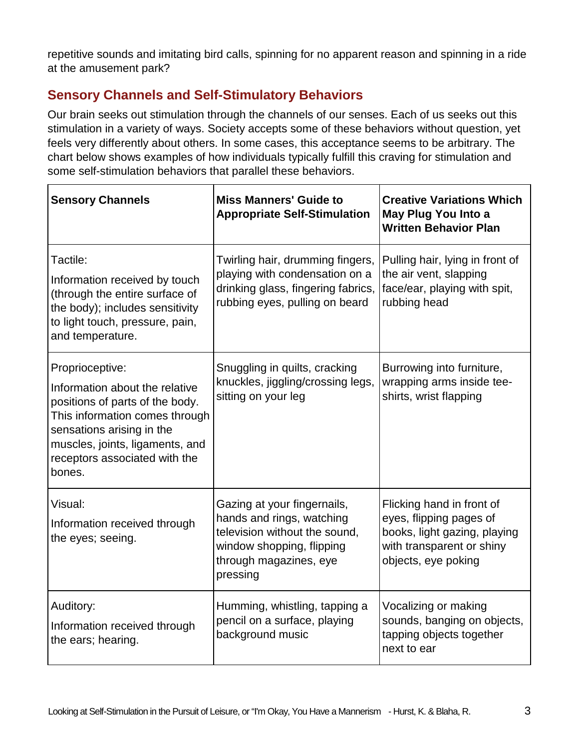repetitive sounds and imitating bird calls, spinning for no apparent reason and spinning in a ride at the amusement park?

## Sensory Channels and Self-Stimulatory Behaviors

Our brain seeks out stimulation through the channels of our senses. Each of us seeks out this stimulation in a variety of ways. Society accepts some of these behaviors without question, yet feels very differently about others. In some cases, this acceptance seems to be arbitrary. The chart below shows examples of how individuals typically fulfill this craving for stimulation and some self-stimulation behaviors that parallel these behaviors.

| **Sensory Channels** | **Miss Manners' Guide to Appropriate Self-Stimulation** | **Creative Variations Which May Plug You Into a Written Behavior Plan** |
|---|---|---|
| Tactile: Information received by touch (through the entire surface of the body); includes sensitivity to light touch, pressure, pain, and temperature. | Twirling hair, drumming fingers, playing with condensation on a drinking glass, fingering fabrics, rubbing eyes, pulling on beard | Pulling hair, lying in front of the air vent, slapping face/ear, playing with spit, rubbing head |
| Proprioceptive: Information about the relative positions of parts of the body. This information comes through sensations arising in the muscles, joints, ligaments, and receptors associated with the bones. | Snuggling in quilts, cracking knuckles, jiggling/crossing legs, sitting on your leg | Burrowing into furniture, wrapping arms inside tee-shirts, wrist flapping |
| Visual: Information received through the eyes; seeing. | Gazing at your fingernails, hands and rings, watching television without the sound, window shopping, flipping through magazines, eye pressing | Flicking hand in front of eyes, flipping pages of books, light gazing, playing with transparent or shiny objects, eye poking |
| Auditory: Information received through the ears; hearing. | Humming, whistling, tapping a pencil on a surface, playing background music | Vocalizing or making sounds, banging on objects, tapping objects together next to ear |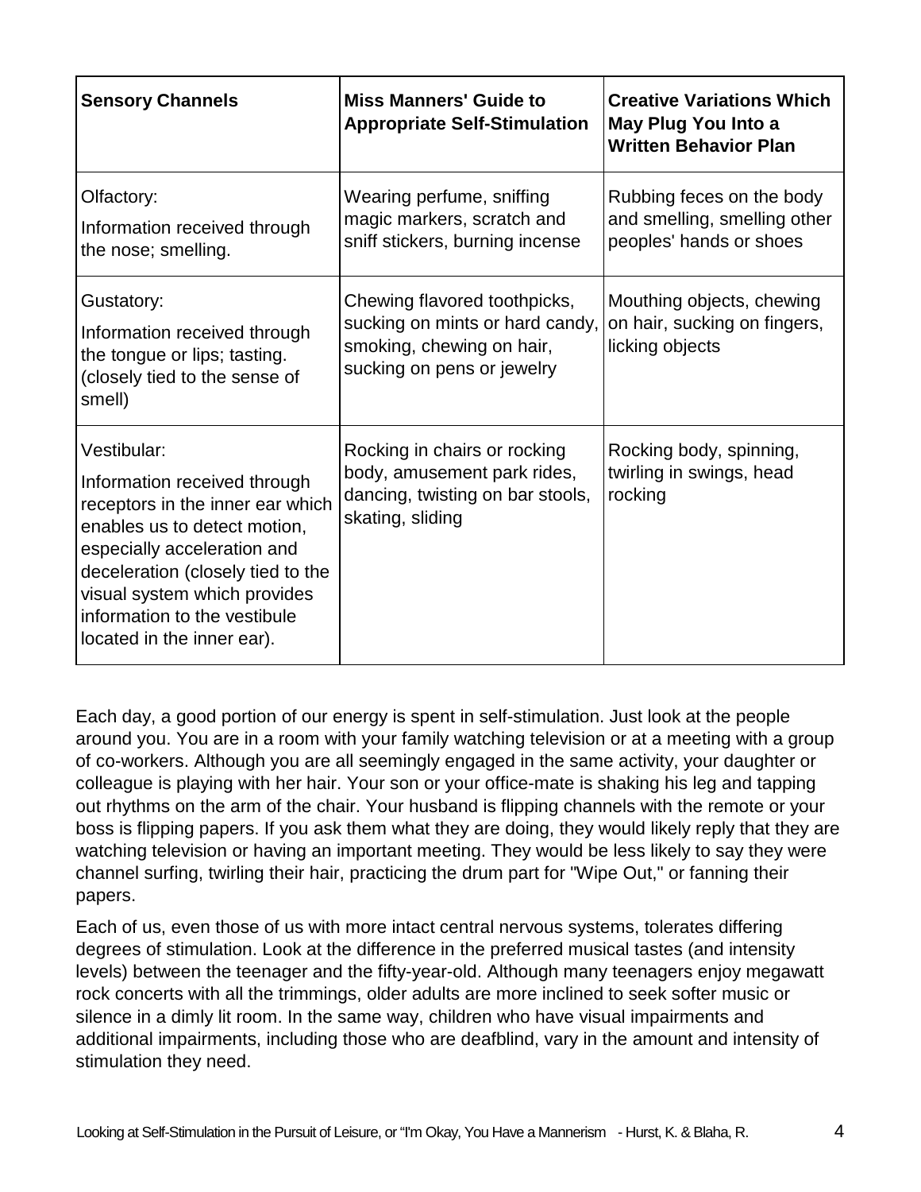| Sensory Channels | Miss Manners' Guide to Appropriate Self-Stimulation | Creative Variations Which May Plug You Into a Written Behavior Plan |
|---|---|---|
| Olfactory: Information received through the nose; smelling. | Wearing perfume, sniffing magic markers, scratch and sniff stickers, burning incense | Rubbing feces on the body and smelling, smelling other peoples' hands or shoes |
| Gustatory: Information received through the tongue or lips; tasting. (closely tied to the sense of smell) | Chewing flavored toothpicks, sucking on mints or hard candy, smoking, chewing on hair, sucking on pens or jewelry | Mouthing objects, chewing on hair, sucking on fingers, licking objects |
| Vestibular: Information received through receptors in the inner ear which enables us to detect motion, especially acceleration and deceleration (closely tied to the visual system which provides information to the vestibule located in the inner ear). | Rocking in chairs or rocking body, amusement park rides, dancing, twisting on bar stools, skating, sliding | Rocking body, spinning, twirling in swings, head rocking |

Each day, a good portion of our energy is spent in self-stimulation. Just look at the people around you. You are in a room with your family watching television or at a meeting with a group of co-workers. Although you are all seemingly engaged in the same activity, your daughter or colleague is playing with her hair. Your son or your office-mate is shaking his leg and tapping out rhythms on the arm of the chair. Your husband is flipping channels with the remote or your boss is flipping papers. If you ask them what they are doing, they would likely reply that they are watching television or having an important meeting. They would be less likely to say they were channel surfing, twirling their hair, practicing the drum part for "Wipe Out," or fanning their papers.

Each of us, even those of us with more intact central nervous systems, tolerates differing degrees of stimulation. Look at the difference in the preferred musical tastes (and intensity levels) between the teenager and the fifty-year-old. Although many teenagers enjoy megawatt rock concerts with all the trimmings, older adults are more inclined to seek softer music or silence in a dimly lit room. In the same way, children who have visual impairments and additional impairments, including those who are deafblind, vary in the amount and intensity of stimulation they need.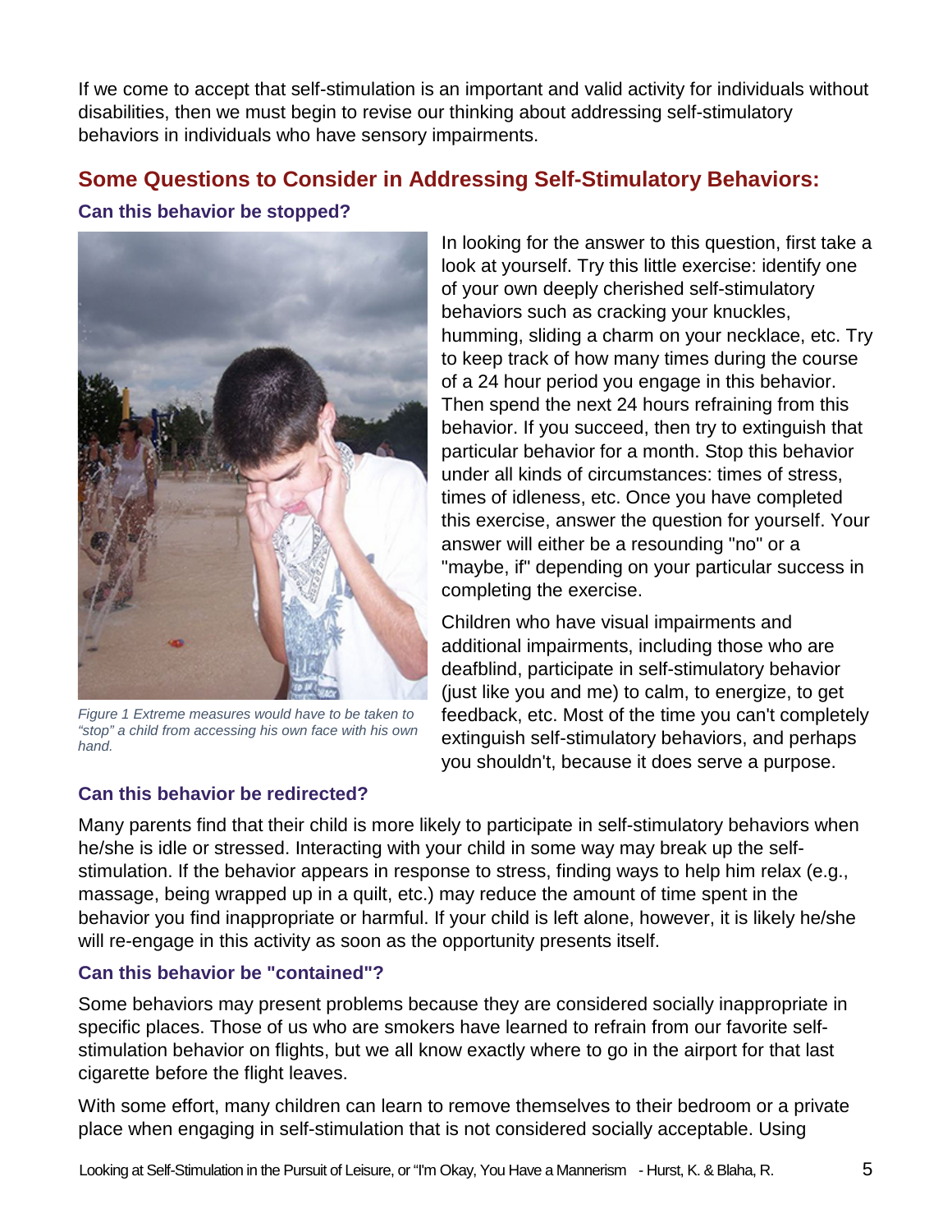If we come to accept that self-stimulation is an important and valid activity for individuals without disabilities, then we must begin to revise our thinking about addressing self-stimulatory behaviors in individuals who have sensory impairments.

## Some Questions to Consider in Addressing Self-Stimulatory Behaviors:

### Can this behavior be stopped?

*Figure 1 Extreme measures would have to be taken to "stop" a child from accessing his own face with his own hand.*

In looking for the answer to this question, first take a look at yourself. Try this little exercise: identify one of your own deeply cherished self-stimulatory behaviors such as cracking your knuckles, humming, sliding a charm on your necklace, etc. Try to keep track of how many times during the course of a 24 hour period you engage in this behavior. Then spend the next 24 hours refraining from this behavior. If you succeed, then try to extinguish that particular behavior for a month. Stop this behavior under all kinds of circumstances: times of stress, times of idleness, etc. Once you have completed this exercise, answer the question for yourself. Your answer will either be a resounding "no" or a "maybe, if" depending on your particular success in completing the exercise.

Children who have visual impairments and additional impairments, including those who are deafblind, participate in self-stimulatory behavior (just like you and me) to calm, to energize, to get feedback, etc. Most of the time you can't completely extinguish self-stimulatory behaviors, and perhaps you shouldn't, because it does serve a purpose.

### Can this behavior be redirected?

Many parents find that their child is more likely to participate in self-stimulatory behaviors when he/she is idle or stressed. Interacting with your child in some way may break up the self-stimulation. If the behavior appears in response to stress, finding ways to help him relax (e.g., massage, being wrapped up in a quilt, etc.) may reduce the amount of time spent in the behavior you find inappropriate or harmful. If your child is left alone, however, it is likely he/she will re-engage in this activity as soon as the opportunity presents itself.

### Can this behavior be "contained"?

Some behaviors may present problems because they are considered socially inappropriate in specific places. Those of us who are smokers have learned to refrain from our favorite self-stimulation behavior on flights, but we all know exactly where to go in the airport for that last cigarette before the flight leaves.

With some effort, many children can learn to remove themselves to their bedroom or a private place when engaging in self-stimulation that is not considered socially acceptable. Using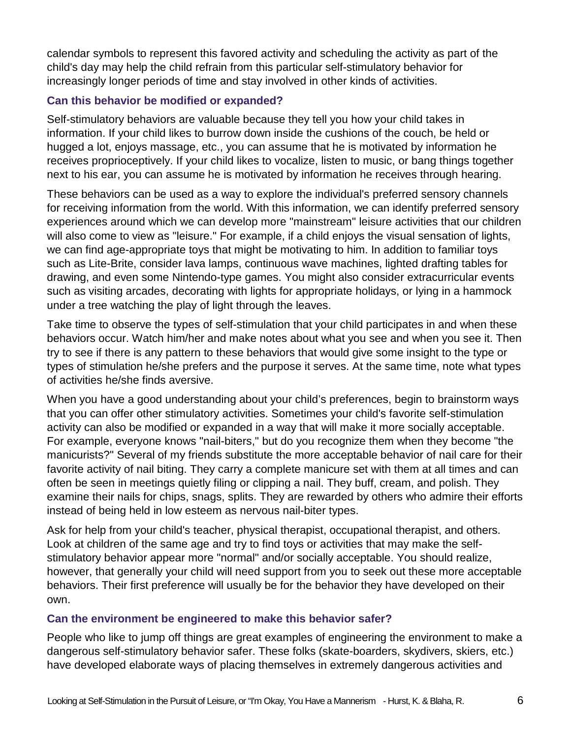calendar symbols to represent this favored activity and scheduling the activity as part of the child's day may help the child refrain from this particular self-stimulatory behavior for increasingly longer periods of time and stay involved in other kinds of activities.

### Can this behavior be modified or expanded?

Self-stimulatory behaviors are valuable because they tell you how your child takes in information. If your child likes to burrow down inside the cushions of the couch, be held or hugged a lot, enjoys massage, etc., you can assume that he is motivated by information he receives proprioceptively. If your child likes to vocalize, listen to music, or bang things together next to his ear, you can assume he is motivated by information he receives through hearing.

These behaviors can be used as a way to explore the individual's preferred sensory channels for receiving information from the world. With this information, we can identify preferred sensory experiences around which we can develop more "mainstream" leisure activities that our children will also come to view as "leisure." For example, if a child enjoys the visual sensation of lights, we can find age-appropriate toys that might be motivating to him. In addition to familiar toys such as Lite-Brite, consider lava lamps, continuous wave machines, lighted drafting tables for drawing, and even some Nintendo-type games. You might also consider extracurricular events such as visiting arcades, decorating with lights for appropriate holidays, or lying in a hammock under a tree watching the play of light through the leaves.

Take time to observe the types of self-stimulation that your child participates in and when these behaviors occur. Watch him/her and make notes about what you see and when you see it. Then try to see if there is any pattern to these behaviors that would give some insight to the type or types of stimulation he/she prefers and the purpose it serves. At the same time, note what types of activities he/she finds aversive.

When you have a good understanding about your child's preferences, begin to brainstorm ways that you can offer other stimulatory activities. Sometimes your child's favorite self-stimulation activity can also be modified or expanded in a way that will make it more socially acceptable. For example, everyone knows "nail-biters," but do you recognize them when they become "the manicurists?" Several of my friends substitute the more acceptable behavior of nail care for their favorite activity of nail biting. They carry a complete manicure set with them at all times and can often be seen in meetings quietly filing or clipping a nail. They buff, cream, and polish. They examine their nails for chips, snags, splits. They are rewarded by others who admire their efforts instead of being held in low esteem as nervous nail-biter types.

Ask for help from your child's teacher, physical therapist, occupational therapist, and others. Look at children of the same age and try to find toys or activities that may make the self-stimulatory behavior appear more "normal" and/or socially acceptable. You should realize, however, that generally your child will need support from you to seek out these more acceptable behaviors. Their first preference will usually be for the behavior they have developed on their own.

### Can the environment be engineered to make this behavior safer?

People who like to jump off things are great examples of engineering the environment to make a dangerous self-stimulatory behavior safer. These folks (skate-boarders, skydivers, skiers, etc.) have developed elaborate ways of placing themselves in extremely dangerous activities and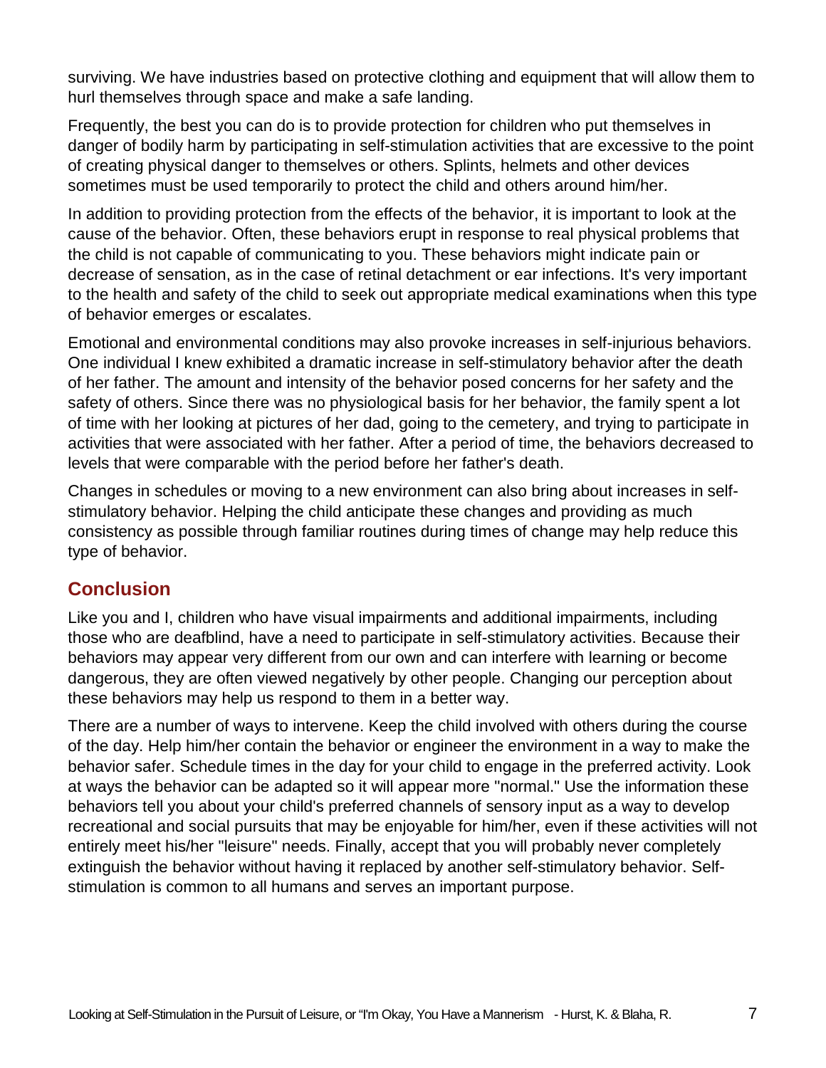surviving. We have industries based on protective clothing and equipment that will allow them to hurl themselves through space and make a safe landing.

Frequently, the best you can do is to provide protection for children who put themselves in danger of bodily harm by participating in self-stimulation activities that are excessive to the point of creating physical danger to themselves or others. Splints, helmets and other devices sometimes must be used temporarily to protect the child and others around him/her.

In addition to providing protection from the effects of the behavior, it is important to look at the cause of the behavior. Often, these behaviors erupt in response to real physical problems that the child is not capable of communicating to you. These behaviors might indicate pain or decrease of sensation, as in the case of retinal detachment or ear infections. It's very important to the health and safety of the child to seek out appropriate medical examinations when this type of behavior emerges or escalates.

Emotional and environmental conditions may also provoke increases in self-injurious behaviors. One individual I knew exhibited a dramatic increase in self-stimulatory behavior after the death of her father. The amount and intensity of the behavior posed concerns for her safety and the safety of others. Since there was no physiological basis for her behavior, the family spent a lot of time with her looking at pictures of her dad, going to the cemetery, and trying to participate in activities that were associated with her father. After a period of time, the behaviors decreased to levels that were comparable with the period before her father's death.

Changes in schedules or moving to a new environment can also bring about increases in self-stimulatory behavior. Helping the child anticipate these changes and providing as much consistency as possible through familiar routines during times of change may help reduce this type of behavior.

## Conclusion

Like you and I, children who have visual impairments and additional impairments, including those who are deafblind, have a need to participate in self-stimulatory activities. Because their behaviors may appear very different from our own and can interfere with learning or become dangerous, they are often viewed negatively by other people. Changing our perception about these behaviors may help us respond to them in a better way.

There are a number of ways to intervene. Keep the child involved with others during the course of the day. Help him/her contain the behavior or engineer the environment in a way to make the behavior safer. Schedule times in the day for your child to engage in the preferred activity. Look at ways the behavior can be adapted so it will appear more "normal." Use the information these behaviors tell you about your child's preferred channels of sensory input as a way to develop recreational and social pursuits that may be enjoyable for him/her, even if these activities will not entirely meet his/her "leisure" needs. Finally, accept that you will probably never completely extinguish the behavior without having it replaced by another self-stimulatory behavior. Self-stimulation is common to all humans and serves an important purpose.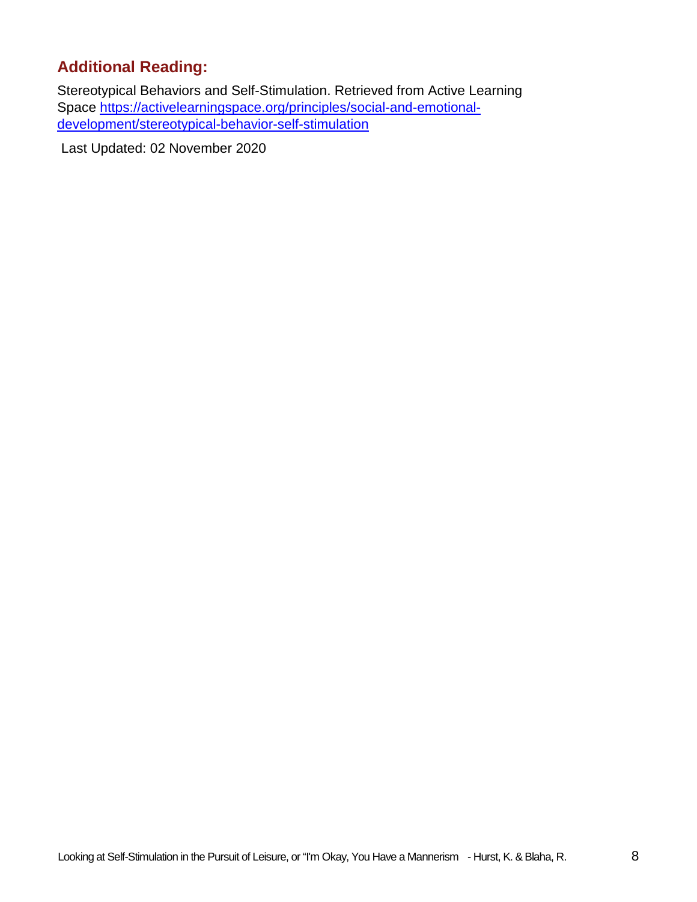## Additional Reading:

Stereotypical Behaviors and Self-Stimulation. Retrieved from Active Learning Space [https://activelearningspace.org/principles/social-and-emotional-development/stereotypical-behavior-self-stimulation](https://activelearningspace.org/principles/social-and-emotional-development/stereotypical-behavior-self-stimulation)

Last Updated: 02 November 2020